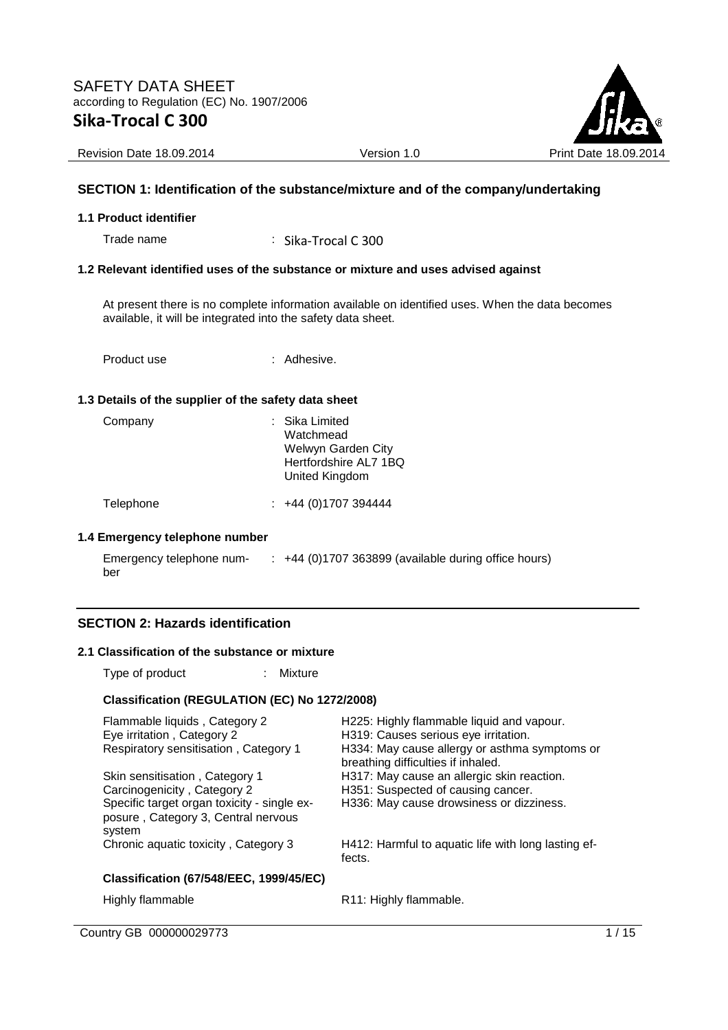# SAFETY DATA SHEET

according to Regulation (EC) No. 1907/2006

# Sika-Trocal C 300

Revision Date 18.09.2014 | Version 1.0 | Print Date 18.09.2014

## SECTION 1: Identification of the substance/mixture and of the company/undertaking

### 1.1 Product identifier

Trade name : Sika-Trocal C 300

### 1.2 Relevant identified uses of the substance or mixture and uses advised against

At present there is no complete information available on identified uses. When the data becomes available, it will be integrated into the safety data sheet.

Product use : Adhesive.

### 1.3 Details of the supplier of the safety data sheet

Company : Sika Limited
Watchmead
Welwyn Garden City
Hertfordshire AL7 1BQ
United Kingdom

Telephone : +44 (0)1707 394444

### 1.4 Emergency telephone number

Emergency telephone number : +44 (0)1707 363899 (available during office hours)

## SECTION 2: Hazards identification

### 2.1 Classification of the substance or mixture

Type of product : Mixture

**Classification (REGULATION (EC) No 1272/2008)**

| | |
|---|---|
| Flammable liquids , Category 2 | H225: Highly flammable liquid and vapour. |
| Eye irritation , Category 2 | H319: Causes serious eye irritation. |
| Respiratory sensitisation , Category 1 | H334: May cause allergy or asthma symptoms or breathing difficulties if inhaled. |
| Skin sensitisation , Category 1 | H317: May cause an allergic skin reaction. |
| Carcinogenicity , Category 2 | H351: Suspected of causing cancer. |
| Specific target organ toxicity - single exposure , Category 3, Central nervous system | H336: May cause drowsiness or dizziness. |
| Chronic aquatic toxicity , Category 3 | H412: Harmful to aquatic life with long lasting effects. |

**Classification (67/548/EEC, 1999/45/EC)**

| | |
|---|---|
| Highly flammable | R11: Highly flammable. |

Country GB 000000029773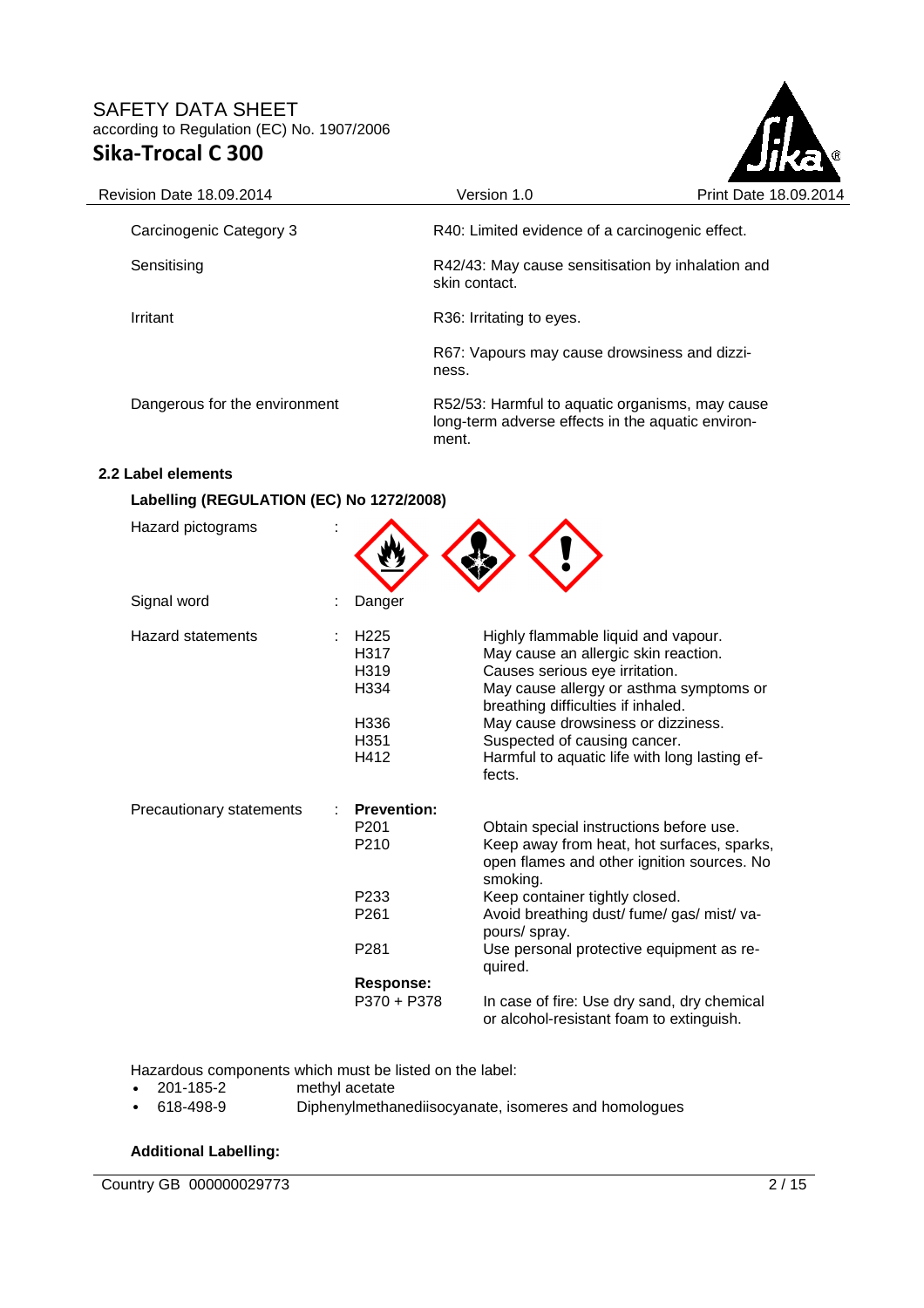| | |
|---|---|
| Carcinogenic Category 3 | R40: Limited evidence of a carcinogenic effect. |
| Sensitising | R42/43: May cause sensitisation by inhalation and skin contact. |
| Irritant | R36: Irritating to eyes. |
| | R67: Vapours may cause drowsiness and dizziness. |
| Dangerous for the environment | R52/53: Harmful to aquatic organisms, may cause long-term adverse effects in the aquatic environment. |

### 2.2 Label elements

**Labelling (REGULATION (EC) No 1272/2008)**

Hazard pictograms :

Signal word : Danger

Hazard statements :

| | |
|---|---|
| H225 | Highly flammable liquid and vapour. |
| H317 | May cause an allergic skin reaction. |
| H319 | Causes serious eye irritation. |
| H334 | May cause allergy or asthma symptoms or breathing difficulties if inhaled. |
| H336 | May cause drowsiness or dizziness. |
| H351 | Suspected of causing cancer. |
| H412 | Harmful to aquatic life with long lasting effects. |

Precautionary statements :

**Prevention:**

| | |
|---|---|
| P201 | Obtain special instructions before use. |
| P210 | Keep away from heat, hot surfaces, sparks, open flames and other ignition sources. No smoking. |
| P233 | Keep container tightly closed. |
| P261 | Avoid breathing dust/ fume/ gas/ mist/ vapours/ spray. |
| P281 | Use personal protective equipment as required. |

**Response:**

| | |
|---|---|
| P370 + P378 | In case of fire: Use dry sand, dry chemical or alcohol-resistant foam to extinguish. |

Hazardous components which must be listed on the label:

- 201-185-2 methyl acetate
- 618-498-9 Diphenylmethanediisocyanate, isomeres and homologues

**Additional Labelling:**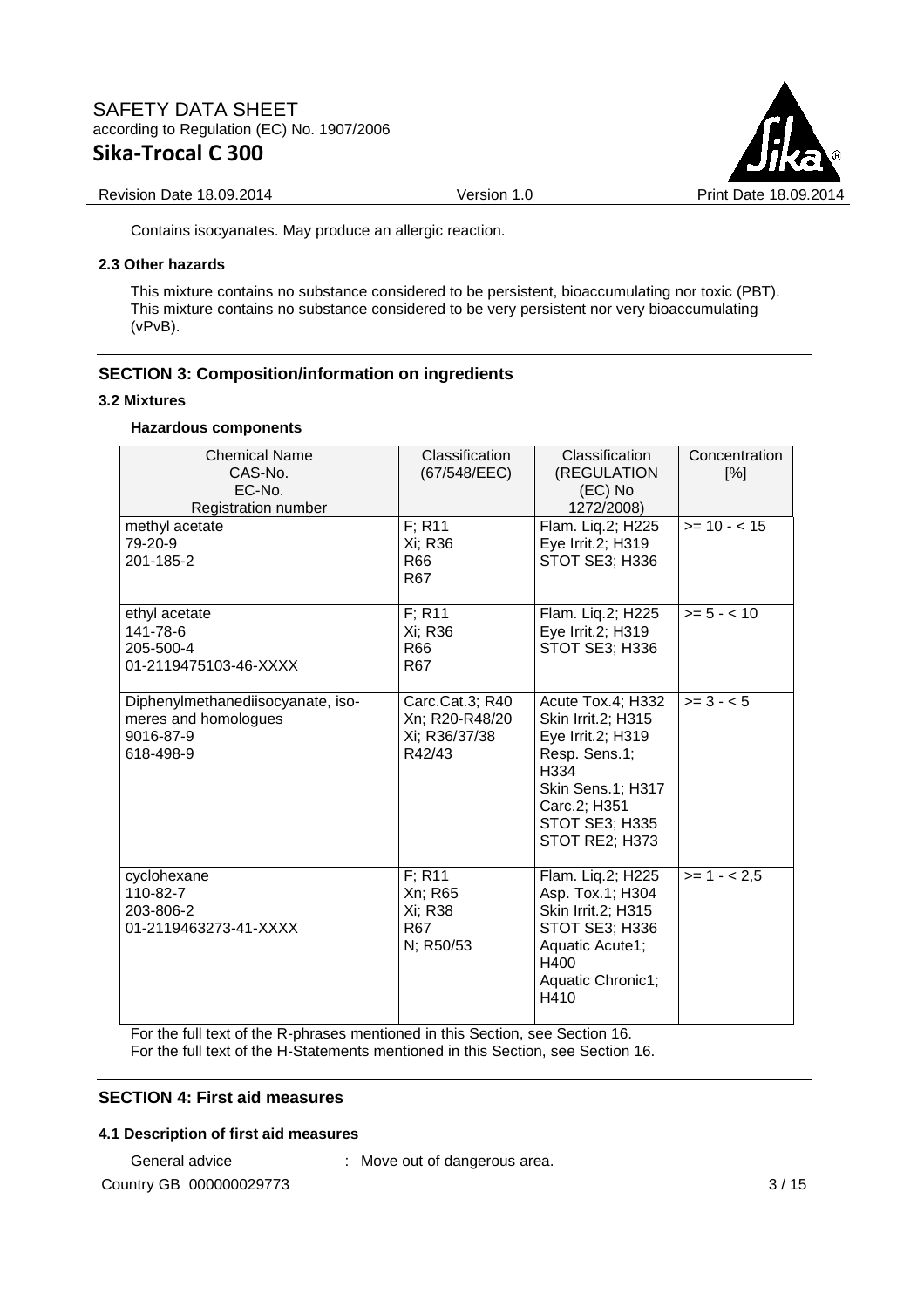Contains isocyanates. May produce an allergic reaction.

### 2.3 Other hazards

This mixture contains no substance considered to be persistent, bioaccumulating nor toxic (PBT).
This mixture contains no substance considered to be very persistent nor very bioaccumulating (vPvB).

## SECTION 3: Composition/information on ingredients

### 3.2 Mixtures

**Hazardous components**

| Chemical Name<br>CAS-No.<br>EC-No.<br>Registration number | Classification<br>(67/548/EEC) | Classification<br>(REGULATION (EC) No 1272/2008) | Concentration<br>[%] |
|---|---|---|---|
| methyl acetate<br>79-20-9<br>201-185-2 | F; R11<br>Xi; R36<br>R66<br>R67 | Flam. Liq.2; H225<br>Eye Irrit.2; H319<br>STOT SE3; H336 | >= 10 - < 15 |
| ethyl acetate<br>141-78-6<br>205-500-4<br>01-2119475103-46-XXXX | F; R11<br>Xi; R36<br>R66<br>R67 | Flam. Liq.2; H225<br>Eye Irrit.2; H319<br>STOT SE3; H336 | >= 5 - < 10 |
| Diphenylmethanediisocyanate, iso-meres and homologues<br>9016-87-9<br>618-498-9 | Carc.Cat.3; R40<br>Xn; R20-R48/20<br>Xi; R36/37/38<br>R42/43 | Acute Tox.4; H332<br>Skin Irrit.2; H315<br>Eye Irrit.2; H319<br>Resp. Sens.1; H334<br>Skin Sens.1; H317<br>Carc.2; H351<br>STOT SE3; H335<br>STOT RE2; H373 | >= 3 - < 5 |
| cyclohexane<br>110-82-7<br>203-806-2<br>01-2119463273-41-XXXX | F; R11<br>Xn; R65<br>Xi; R38<br>R67<br>N; R50/53 | Flam. Liq.2; H225<br>Asp. Tox.1; H304<br>Skin Irrit.2; H315<br>STOT SE3; H336<br>Aquatic Acute1; H400<br>Aquatic Chronic1; H410 | >= 1 - < 2,5 |

For the full text of the R-phrases mentioned in this Section, see Section 16.
For the full text of the H-Statements mentioned in this Section, see Section 16.

## SECTION 4: First aid measures

### 4.1 Description of first aid measures

General advice : Move out of dangerous area.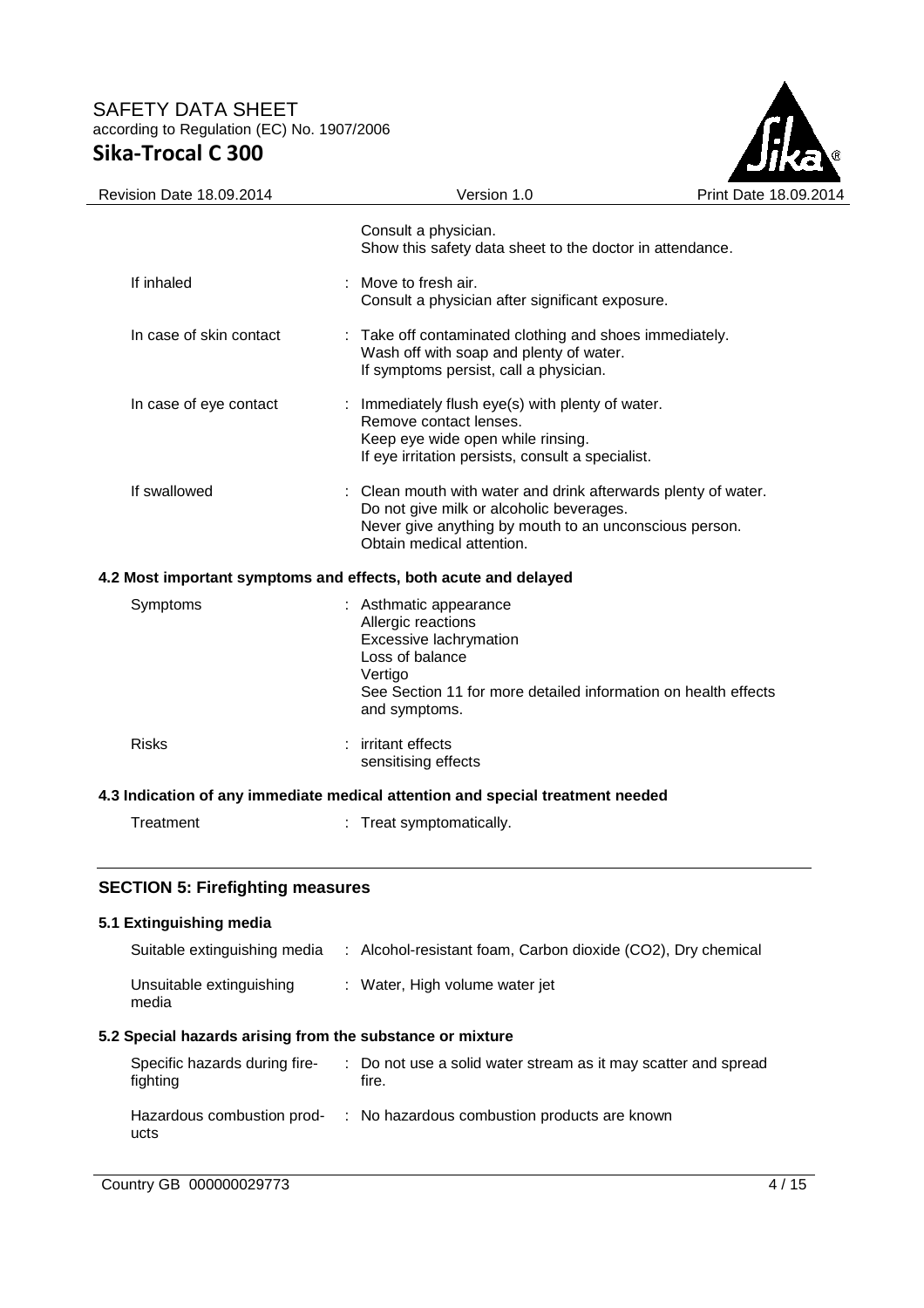| | |
|---|---|
| | Consult a physician.<br>Show this safety data sheet to the doctor in attendance. |
| If inhaled | : Move to fresh air.<br>Consult a physician after significant exposure. |
| In case of skin contact | : Take off contaminated clothing and shoes immediately.<br>Wash off with soap and plenty of water.<br>If symptoms persist, call a physician. |
| In case of eye contact | : Immediately flush eye(s) with plenty of water.<br>Remove contact lenses.<br>Keep eye wide open while rinsing.<br>If eye irritation persists, consult a specialist. |
| If swallowed | : Clean mouth with water and drink afterwards plenty of water.<br>Do not give milk or alcoholic beverages.<br>Never give anything by mouth to an unconscious person.<br>Obtain medical attention. |

### 4.2 Most important symptoms and effects, both acute and delayed

| | |
|---|---|
| Symptoms | : Asthmatic appearance<br>Allergic reactions<br>Excessive lachrymation<br>Loss of balance<br>Vertigo<br>See Section 11 for more detailed information on health effects and symptoms. |
| Risks | : irritant effects<br>sensitising effects |

### 4.3 Indication of any immediate medical attention and special treatment needed

| | |
|---|---|
| Treatment | : Treat symptomatically. |

## SECTION 5: Firefighting measures

### 5.1 Extinguishing media

| | |
|---|---|
| Suitable extinguishing media | : Alcohol-resistant foam, Carbon dioxide ($CO_2$), Dry chemical |
| Unsuitable extinguishing media | : Water, High volume water jet |

### 5.2 Special hazards arising from the substance or mixture

| | |
|---|---|
| Specific hazards during fire-fighting | : Do not use a solid water stream as it may scatter and spread fire. |
| Hazardous combustion products | : No hazardous combustion products are known |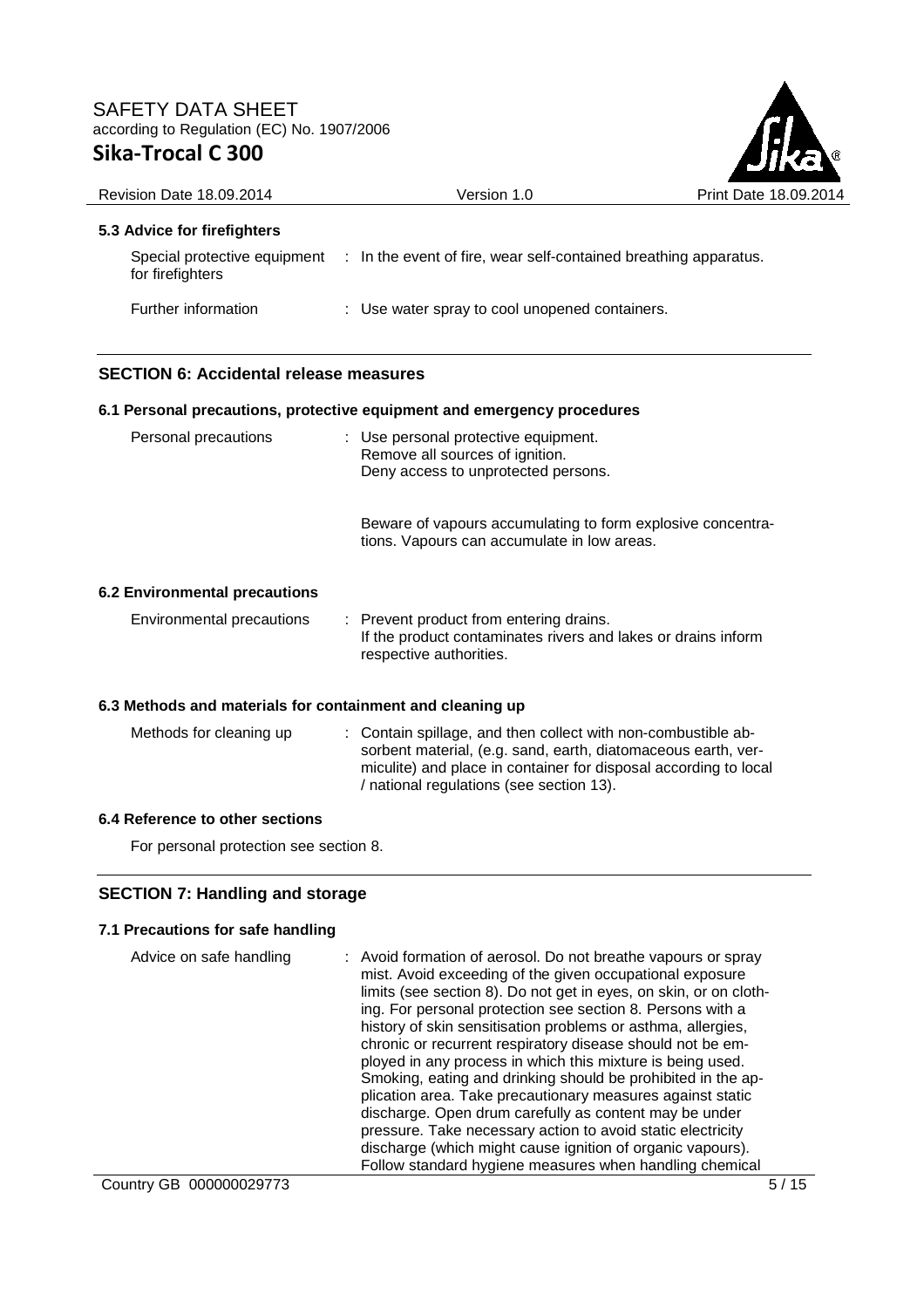### 5.3 Advice for firefighters

| | |
|---|---|
| Special protective equipment for firefighters | : In the event of fire, wear self-contained breathing apparatus. |
| Further information | : Use water spray to cool unopened containers. |

## SECTION 6: Accidental release measures

### 6.1 Personal precautions, protective equipment and emergency procedures

| | |
|---|---|
| Personal precautions | : Use personal protective equipment. Remove all sources of ignition. Deny access to unprotected persons.<br><br>Beware of vapours accumulating to form explosive concentrations. Vapours can accumulate in low areas. |

### 6.2 Environmental precautions

| | |
|---|---|
| Environmental precautions | : Prevent product from entering drains. If the product contaminates rivers and lakes or drains inform respective authorities. |

### 6.3 Methods and materials for containment and cleaning up

| | |
|---|---|
| Methods for cleaning up | : Contain spillage, and then collect with non-combustible absorbent material, (e.g. sand, earth, diatomaceous earth, vermiculite) and place in container for disposal according to local / national regulations (see section 13). |

### 6.4 Reference to other sections

For personal protection see section 8.

## SECTION 7: Handling and storage

### 7.1 Precautions for safe handling

| | |
|---|---|
| Advice on safe handling | : Avoid formation of aerosol. Do not breathe vapours or spray mist. Avoid exceeding of the given occupational exposure limits (see section 8). Do not get in eyes, on skin, or on clothing. For personal protection see section 8. Persons with a history of skin sensitisation problems or asthma, allergies, chronic or recurrent respiratory disease should not be employed in any process in which this mixture is being used. Smoking, eating and drinking should be prohibited in the application area. Take precautionary measures against static discharge. Open drum carefully as content may be under pressure. Take necessary action to avoid static electricity discharge (which might cause ignition of organic vapours). Follow standard hygiene measures when handling chemical |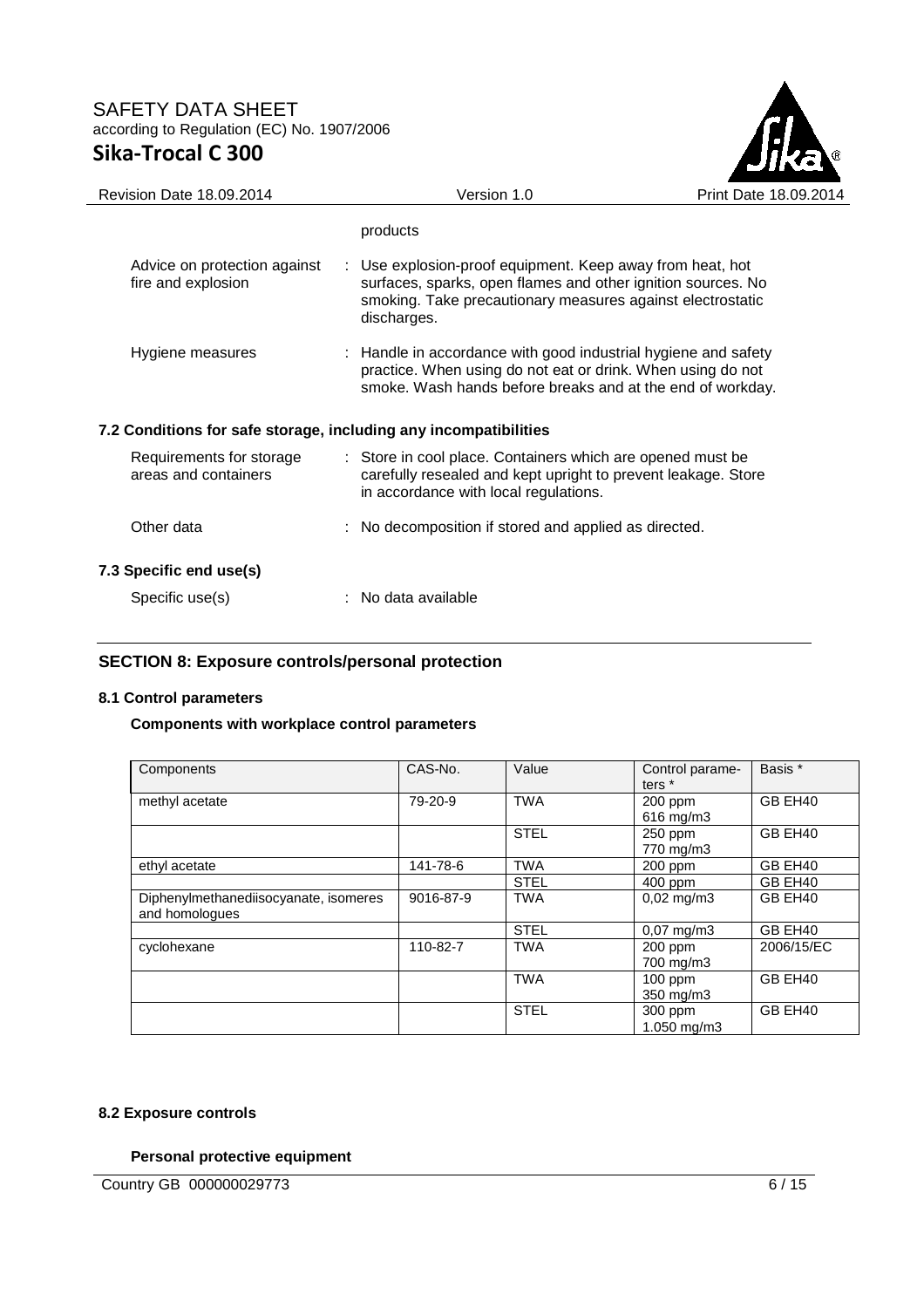products

| | |
|---|---|
| Advice on protection against fire and explosion | : Use explosion-proof equipment. Keep away from heat, hot surfaces, sparks, open flames and other ignition sources. No smoking. Take precautionary measures against electrostatic discharges. |
| Hygiene measures | : Handle in accordance with good industrial hygiene and safety practice. When using do not eat or drink. When using do not smoke. Wash hands before breaks and at the end of workday. |

### 7.2 Conditions for safe storage, including any incompatibilities

| | |
|---|---|
| Requirements for storage areas and containers | : Store in cool place. Containers which are opened must be carefully resealed and kept upright to prevent leakage. Store in accordance with local regulations. |
| Other data | : No decomposition if stored and applied as directed. |

### 7.3 Specific end use(s)

| | |
|---|---|
| Specific use(s) | : No data available |

## SECTION 8: Exposure controls/personal protection

### 8.1 Control parameters

**Components with workplace control parameters**

| Components | CAS-No. | Value | Control parameters * | Basis * |
|---|---|---|---|---|
| methyl acetate | 79-20-9 | TWA | 200 ppm 616 mg/m3 | GB EH40 |
| | | STEL | 250 ppm 770 mg/m3 | GB EH40 |
| ethyl acetate | 141-78-6 | TWA | 200 ppm | GB EH40 |
| | | STEL | 400 ppm | GB EH40 |
| Diphenylmethanediisocyanate, isomeres and homologues | 9016-87-9 | TWA | 0,02 mg/m3 | GB EH40 |
| | | STEL | 0,07 mg/m3 | GB EH40 |
| cyclohexane | 110-82-7 | TWA | 200 ppm 700 mg/m3 | 2006/15/EC |
| | | TWA | 100 ppm 350 mg/m3 | GB EH40 |
| | | STEL | 300 ppm 1.050 mg/m3 | GB EH40 |

### 8.2 Exposure controls

**Personal protective equipment**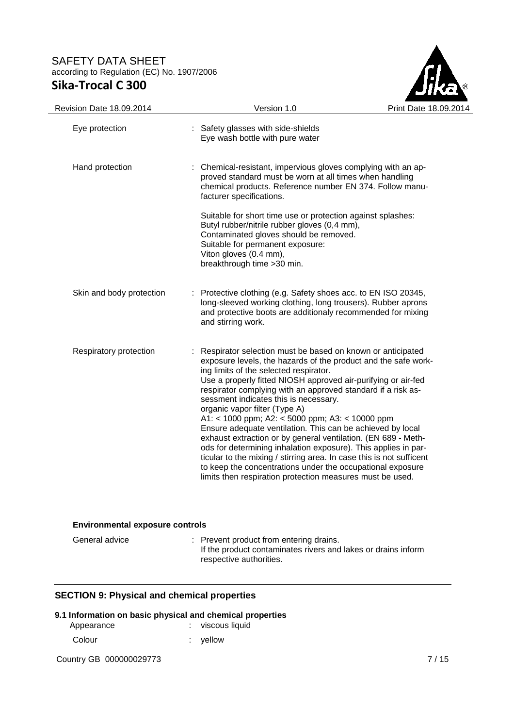| | | |
|---|---|---|
| Eye protection | : | Safety glasses with side-shields<br>Eye wash bottle with pure water |
| Hand protection | : | Chemical-resistant, impervious gloves complying with an approved standard must be worn at all times when handling chemical products. Reference number EN 374. Follow manufacturer specifications.<br><br>Suitable for short time use or protection against splashes:<br>Butyl rubber/nitrile rubber gloves (0,4 mm),<br>Contaminated gloves should be removed.<br>Suitable for permanent exposure:<br>Viton gloves (0.4 mm),<br>breakthrough time >30 min. |
| Skin and body protection | : | Protective clothing (e.g. Safety shoes acc. to EN ISO 20345, long-sleeved working clothing, long trousers). Rubber aprons and protective boots are additionaly recommended for mixing and stirring work. |
| Respiratory protection | : | Respirator selection must be based on known or anticipated exposure levels, the hazards of the product and the safe working limits of the selected respirator.<br>Use a properly fitted NIOSH approved air-purifying or air-fed respirator complying with an approved standard if a risk assessment indicates this is necessary.<br>organic vapor filter (Type A)<br>A1: < 1000 ppm; A2: < 5000 ppm; A3: < 10000 ppm<br>Ensure adequate ventilation. This can be achieved by local exhaust extraction or by general ventilation. (EN 689 - Methods for determining inhalation exposure). This applies in particular to the mixing / stirring area. In case this is not sufficent to keep the concentrations under the occupational exposure limits then respiration protection measures must be used. |

**Environmental exposure controls**

| | | |
|---|---|---|
| General advice | : | Prevent product from entering drains.<br>If the product contaminates rivers and lakes or drains inform respective authorities. |

## SECTION 9: Physical and chemical properties

**9.1 Information on basic physical and chemical properties**

| | | |
|---|---|---|
| Appearance | : | viscous liquid |
| Colour | : | yellow |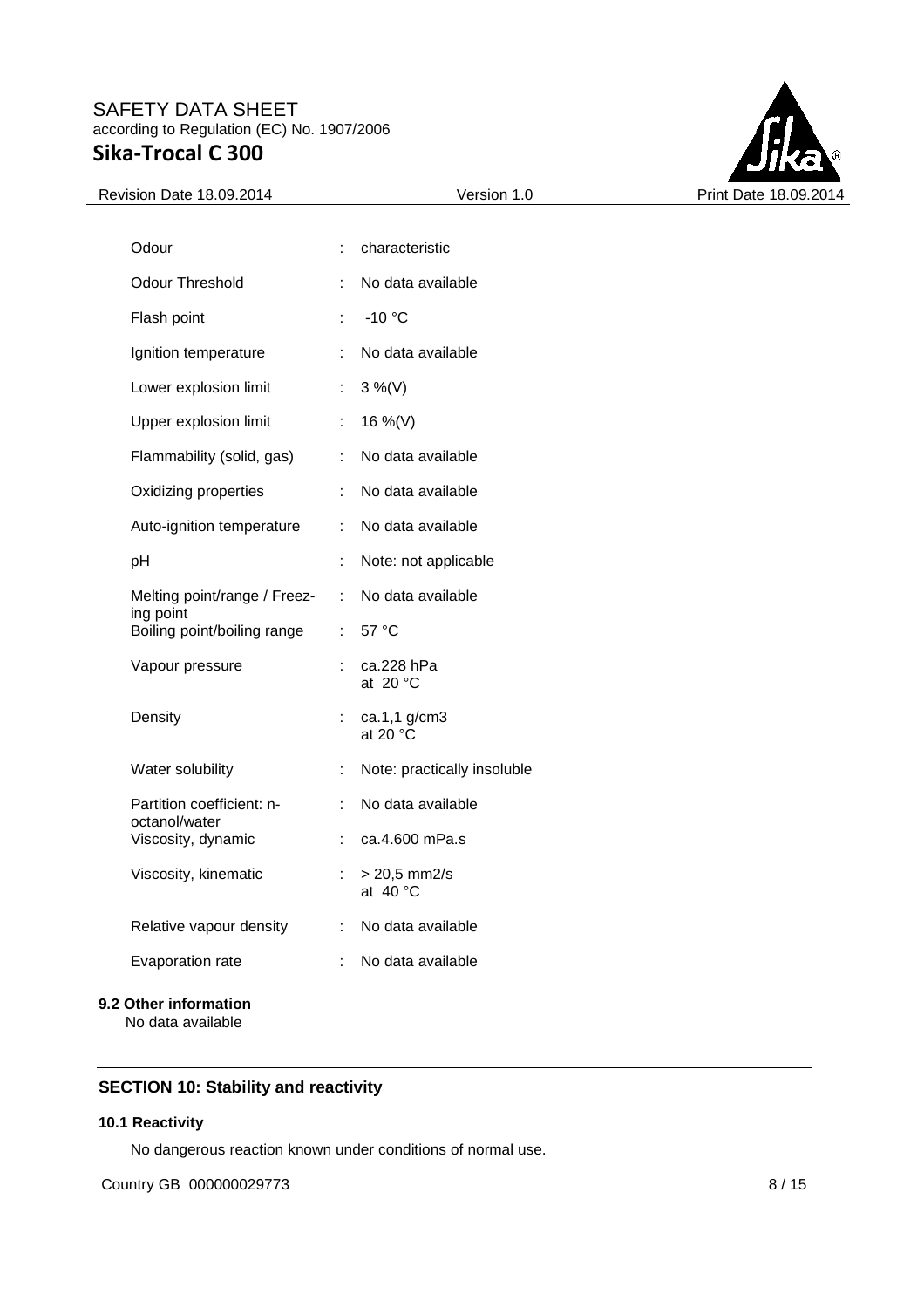| | | |
|---|---|---|
| Odour | : | characteristic |
| Odour Threshold | : | No data available |
| Flash point | : | -10 °C |
| Ignition temperature | : | No data available |
| Lower explosion limit | : | 3 %(V) |
| Upper explosion limit | : | 16 %(V) |
| Flammability (solid, gas) | : | No data available |
| Oxidizing properties | : | No data available |
| Auto-ignition temperature | : | No data available |
| pH | : | Note: not applicable |
| Melting point/range / Freezing point | : | No data available |
| Boiling point/boiling range | : | 57 °C |
| Vapour pressure | : | ca.228 hPa at 20 °C |
| Density | : | ca.1,1 g/cm3 at 20 °C |
| Water solubility | : | Note: practically insoluble |
| Partition coefficient: n-octanol/water | : | No data available |
| Viscosity, dynamic | : | ca.4.600 mPa.s |
| Viscosity, kinematic | : | > 20,5 mm2/s at 40 °C |
| Relative vapour density | : | No data available |
| Evaporation rate | : | No data available |

### 9.2 Other information

No data available

## SECTION 10: Stability and reactivity

### 10.1 Reactivity

No dangerous reaction known under conditions of normal use.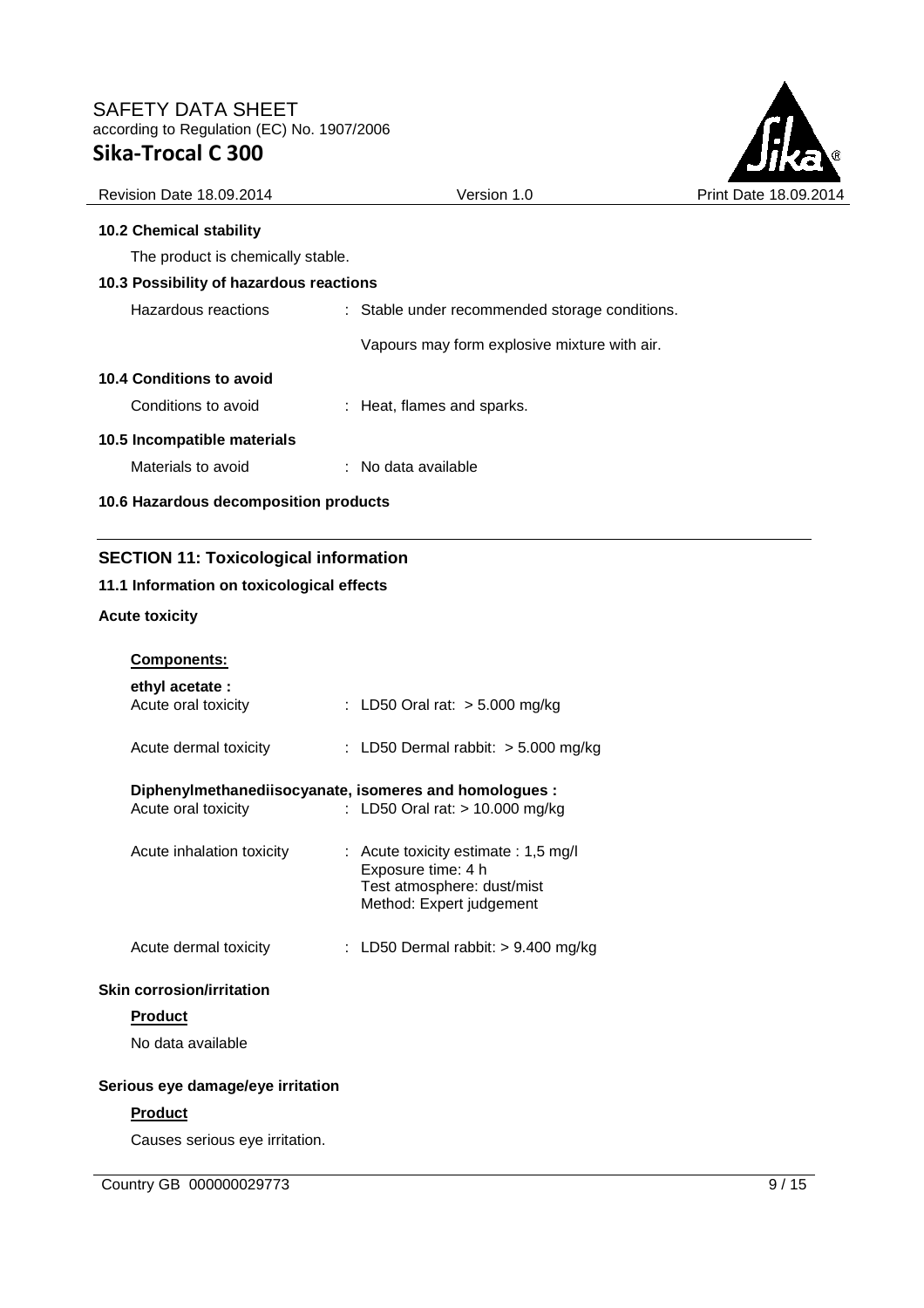### 10.2 Chemical stability

The product is chemically stable.

### 10.3 Possibility of hazardous reactions

Hazardous reactions : Stable under recommended storage conditions.

Vapours may form explosive mixture with air.

### 10.4 Conditions to avoid

Conditions to avoid : Heat, flames and sparks.

### 10.5 Incompatible materials

Materials to avoid : No data available

### 10.6 Hazardous decomposition products

## SECTION 11: Toxicological information

### 11.1 Information on toxicological effects

**Acute toxicity**

**Components:**

**ethyl acetate :**

Acute oral toxicity : LD50 Oral rat: > 5.000 mg/kg

Acute dermal toxicity : LD50 Dermal rabbit: > 5.000 mg/kg

**Diphenylmethanediisocyanate, isomeres and homologues :**

Acute oral toxicity : LD50 Oral rat: > 10.000 mg/kg

Acute inhalation toxicity : Acute toxicity estimate : 1,5 mg/l
Exposure time: 4 h
Test atmosphere: dust/mist
Method: Expert judgement

Acute dermal toxicity : LD50 Dermal rabbit: > 9.400 mg/kg

**Skin corrosion/irritation**

**Product**

No data available

**Serious eye damage/eye irritation**

**Product**

Causes serious eye irritation.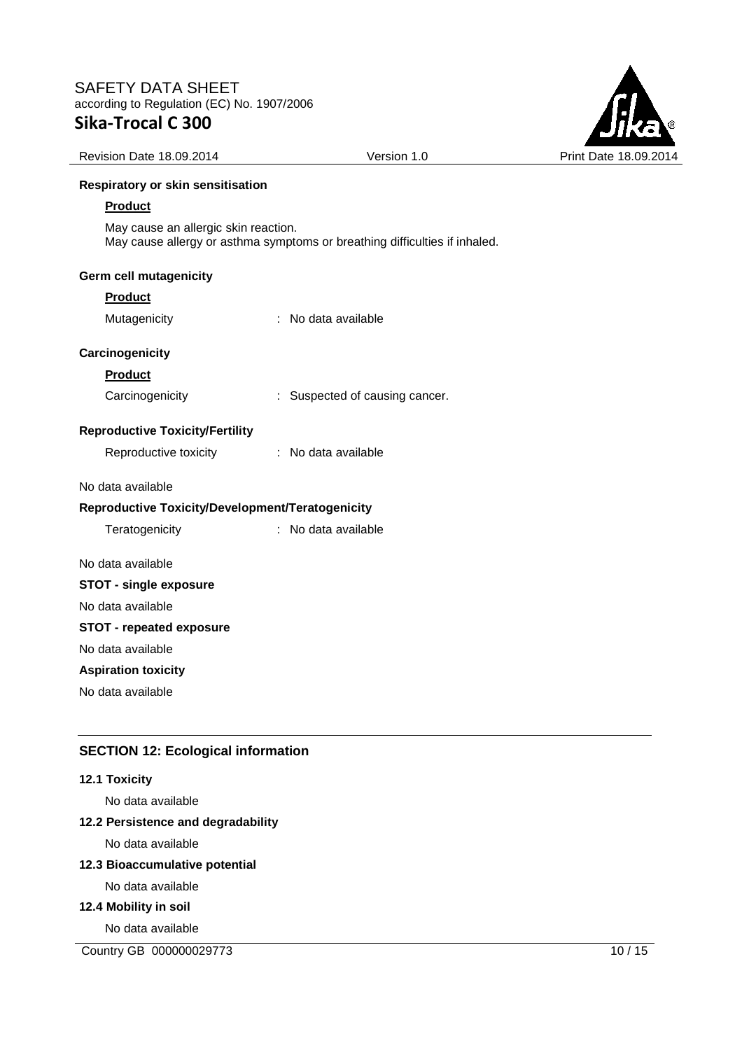**Respiratory or skin sensitisation**

**Product**

May cause an allergic skin reaction.
May cause allergy or asthma symptoms or breathing difficulties if inhaled.

**Germ cell mutagenicity**

**Product**

Mutagenicity : No data available

**Carcinogenicity**

**Product**

Carcinogenicity : Suspected of causing cancer.

**Reproductive Toxicity/Fertility**

Reproductive toxicity : No data available

No data available

**Reproductive Toxicity/Development/Teratogenicity**

Teratogenicity : No data available

No data available

**STOT - single exposure**

No data available

**STOT - repeated exposure**

No data available

**Aspiration toxicity**

No data available

## SECTION 12: Ecological information

**12.1 Toxicity**

No data available

**12.2 Persistence and degradability**

No data available

**12.3 Bioaccumulative potential**

No data available

**12.4 Mobility in soil**

No data available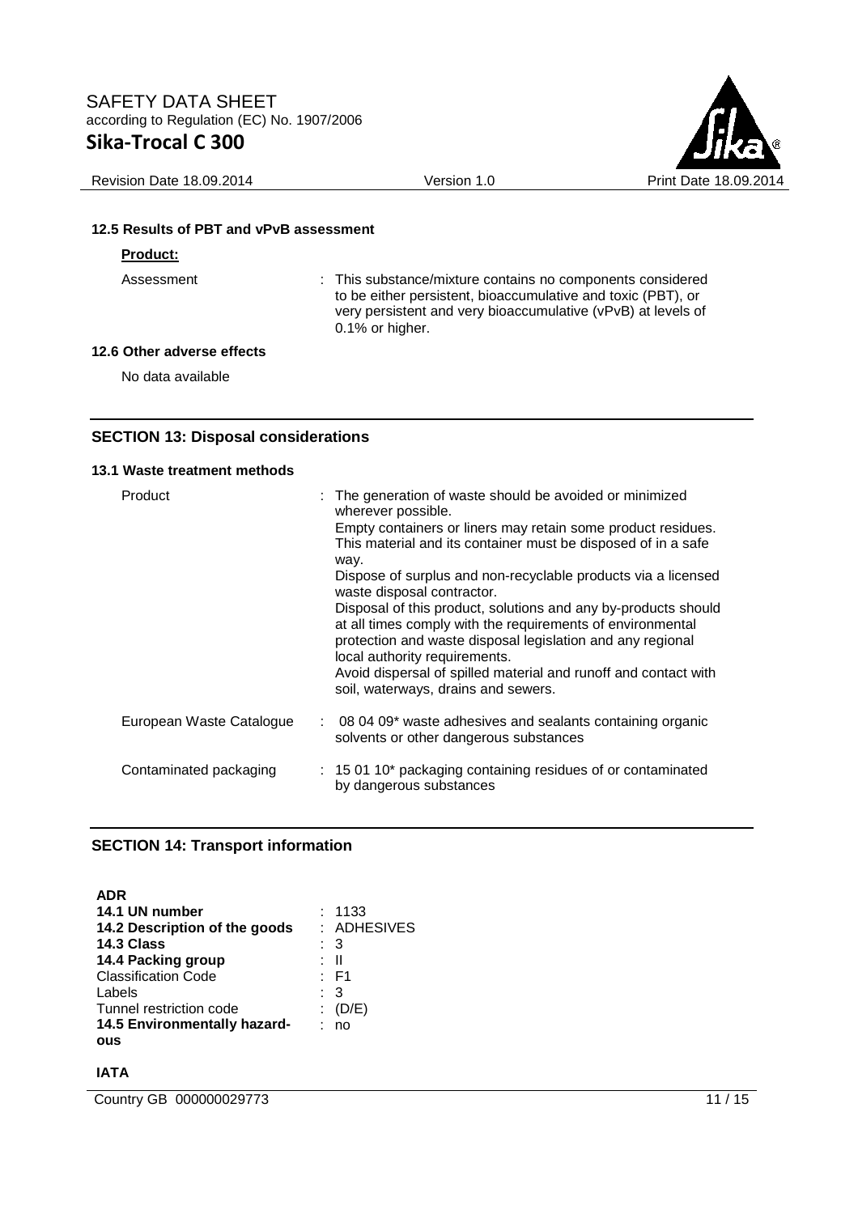#### 12.5 Results of PBT and vPvB assessment

**Product:**

Assessment : This substance/mixture contains no components considered to be either persistent, bioaccumulative and toxic (PBT), or very persistent and very bioaccumulative (vPvB) at levels of 0.1% or higher.

#### 12.6 Other adverse effects

No data available

## SECTION 13: Disposal considerations

#### 13.1 Waste treatment methods

Product : The generation of waste should be avoided or minimized wherever possible.
Empty containers or liners may retain some product residues.
This material and its container must be disposed of in a safe way.
Dispose of surplus and non-recyclable products via a licensed waste disposal contractor.
Disposal of this product, solutions and any by-products should at all times comply with the requirements of environmental protection and waste disposal legislation and any regional local authority requirements.
Avoid dispersal of spilled material and runoff and contact with soil, waterways, drains and sewers.

European Waste Catalogue : 08 04 09* waste adhesives and sealants containing organic solvents or other dangerous substances

Contaminated packaging : 15 01 10* packaging containing residues of or contaminated by dangerous substances

## SECTION 14: Transport information

**ADR**

| | |
|---|---|
| **14.1 UN number** | : 1133 |
| **14.2 Description of the goods** | : ADHESIVES |
| **14.3 Class** | : 3 |
| **14.4 Packing group** | : II |
| Classification Code | : F1 |
| Labels | : 3 |
| Tunnel restriction code | : (D/E) |
| **14.5 Environmentally hazardous** | : no |

**IATA**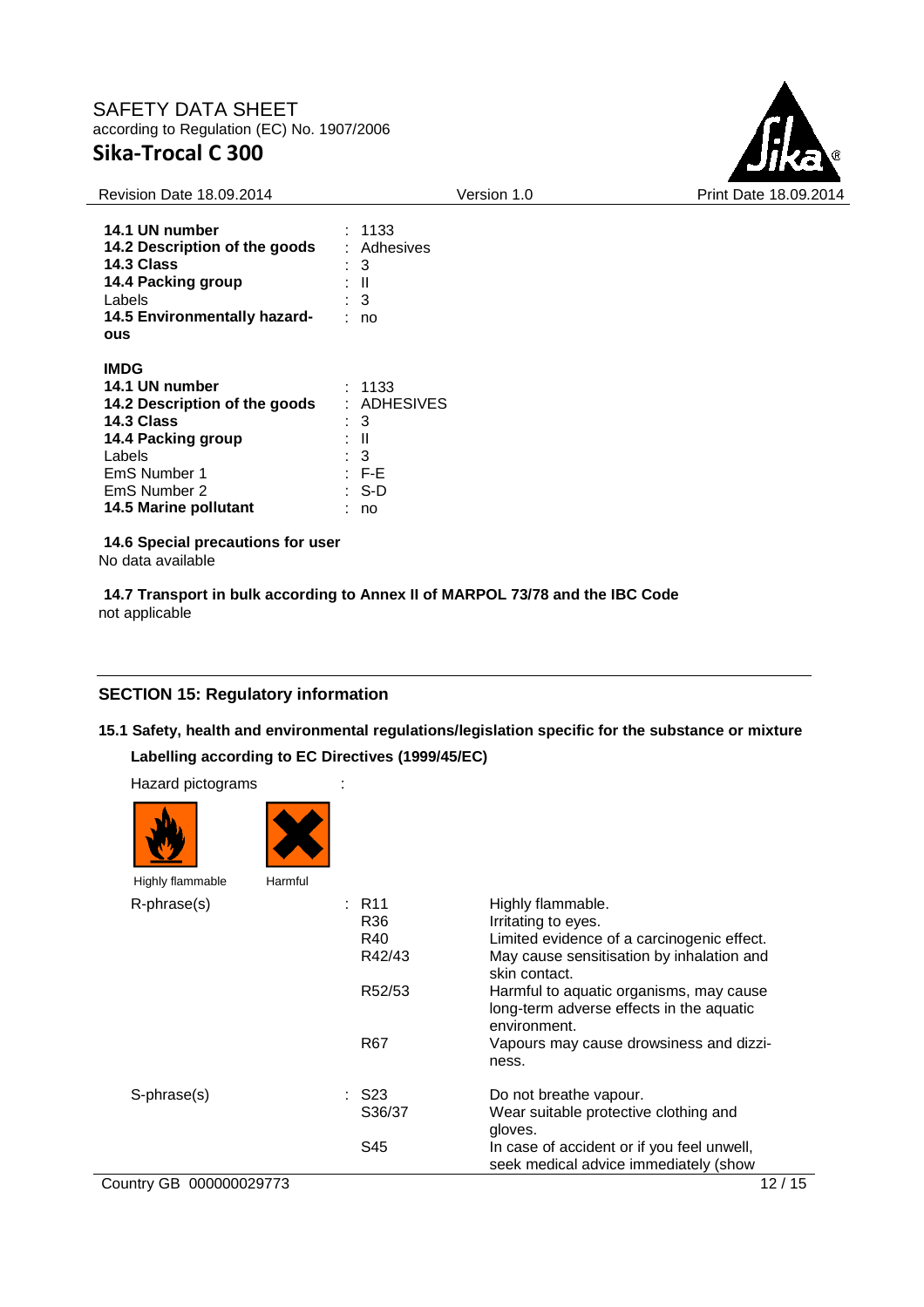| | |
|---|---|
| **14.1 UN number** | : 1133 |
| **14.2 Description of the goods** | : Adhesives |
| **14.3 Class** | : 3 |
| **14.4 Packing group** | : II |
| Labels | : 3 |
| **14.5 Environmentally hazardous** | : no |

**IMDG**

| | |
|---|---|
| **14.1 UN number** | : 1133 |
| **14.2 Description of the goods** | : ADHESIVES |
| **14.3 Class** | : 3 |
| **14.4 Packing group** | : II |
| Labels | : 3 |
| EmS Number 1 | : F-E |
| EmS Number 2 | : S-D |
| **14.5 Marine pollutant** | : no |

**14.6 Special precautions for user**

No data available

**14.7 Transport in bulk according to Annex II of MARPOL 73/78 and the IBC Code**

not applicable

## SECTION 15: Regulatory information

### 15.1 Safety, health and environmental regulations/legislation specific for the substance or mixture

**Labelling according to EC Directives (1999/45/EC)**

Hazard pictograms :

Highly flammable    Harmful

| | | |
|---|---|---|
| R-phrase(s) | : R11 | Highly flammable. |
| | R36 | Irritating to eyes. |
| | R40 | Limited evidence of a carcinogenic effect. |
| | R42/43 | May cause sensitisation by inhalation and skin contact. |
| | R52/53 | Harmful to aquatic organisms, may cause long-term adverse effects in the aquatic environment. |
| | R67 | Vapours may cause drowsiness and dizziness. |
| S-phrase(s) | : S23 | Do not breathe vapour. |
| | S36/37 | Wear suitable protective clothing and gloves. |
| | S45 | In case of accident or if you feel unwell, seek medical advice immediately (show |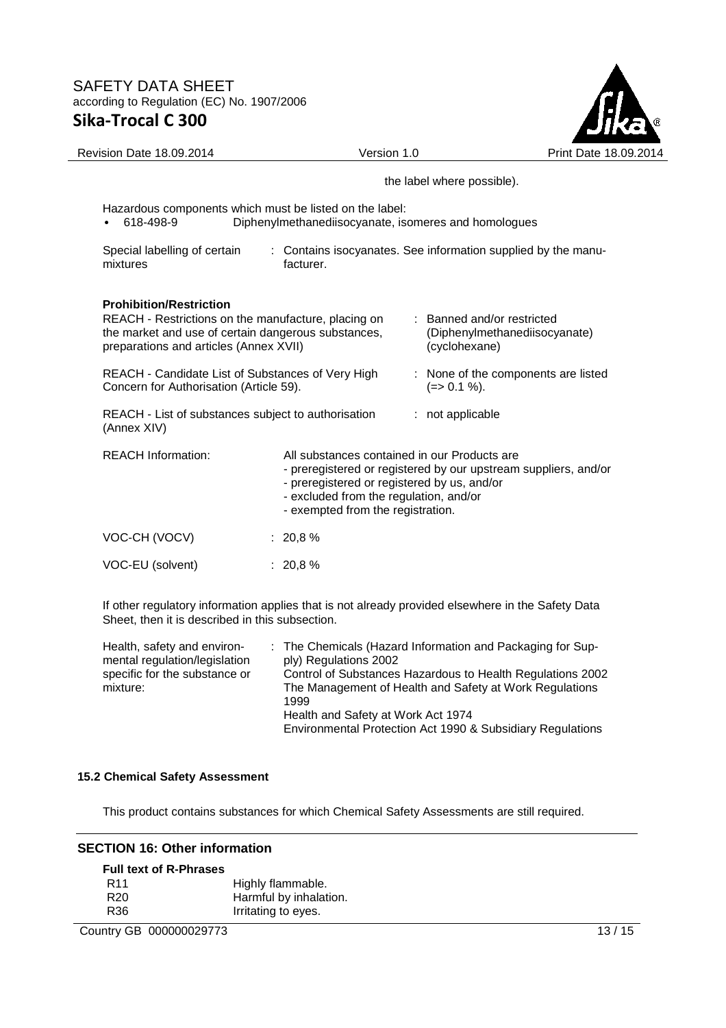the label where possible).

Hazardous components which must be listed on the label:

- 618-498-9 Diphenylmethanediisocyanate, isomeres and homologues

Special labelling of certain mixtures : Contains isocyanates. See information supplied by the manufacturer.

**Prohibition/Restriction**

| | |
|---|---|
| REACH - Restrictions on the manufacture, placing on the market and use of certain dangerous substances, preparations and articles (Annex XVII) | : Banned and/or restricted (Diphenylmethanediisocyanate) (cyclohexane) |
| REACH - Candidate List of Substances of Very High Concern for Authorisation (Article 59). | : None of the components are listed (=> 0.1 %). |
| REACH - List of substances subject to authorisation (Annex XIV) | : not applicable |

REACH Information: All substances contained in our Products are
- preregistered or registered by our upstream suppliers, and/or
- preregistered or registered by us, and/or
- excluded from the regulation, and/or
- exempted from the registration.

VOC-CH (VOCV) : 20,8 %

VOC-EU (solvent) : 20,8 %

If other regulatory information applies that is not already provided elsewhere in the Safety Data Sheet, then it is described in this subsection.

Health, safety and environmental regulation/legislation specific for the substance or mixture: : The Chemicals (Hazard Information and Packaging for Supply) Regulations 2002
Control of Substances Hazardous to Health Regulations 2002
The Management of Health and Safety at Work Regulations 1999
Health and Safety at Work Act 1974
Environmental Protection Act 1990 & Subsidiary Regulations

### 15.2 Chemical Safety Assessment

This product contains substances for which Chemical Safety Assessments are still required.

## SECTION 16: Other information

**Full text of R-Phrases**

| | |
|---|---|
| R11 | Highly flammable. |
| R20 | Harmful by inhalation. |
| R36 | Irritating to eyes. |

Country GB 000000029773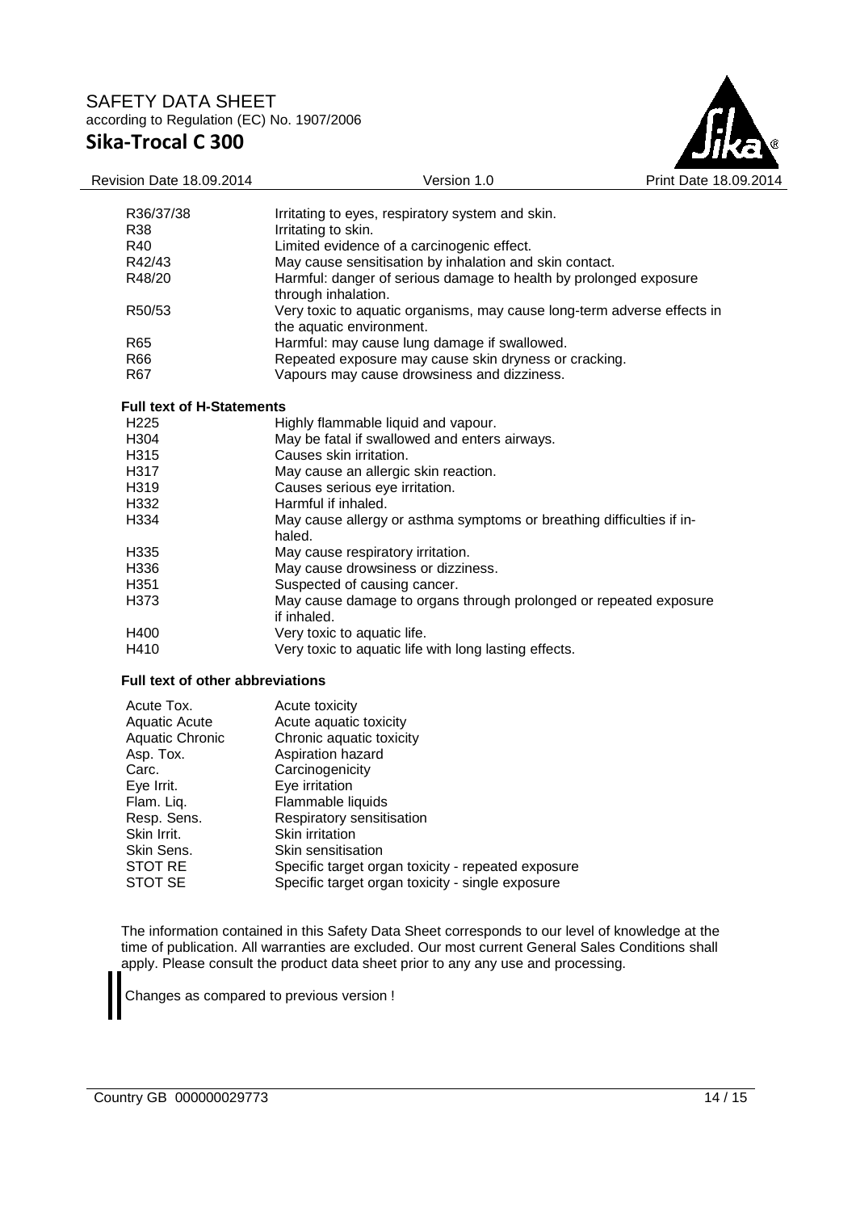| | |
|---|---|
| R36/37/38 | Irritating to eyes, respiratory system and skin. |
| R38 | Irritating to skin. |
| R40 | Limited evidence of a carcinogenic effect. |
| R42/43 | May cause sensitisation by inhalation and skin contact. |
| R48/20 | Harmful: danger of serious damage to health by prolonged exposure through inhalation. |
| R50/53 | Very toxic to aquatic organisms, may cause long-term adverse effects in the aquatic environment. |
| R65 | Harmful: may cause lung damage if swallowed. |
| R66 | Repeated exposure may cause skin dryness or cracking. |
| R67 | Vapours may cause drowsiness and dizziness. |

**Full text of H-Statements**

| | |
|---|---|
| H225 | Highly flammable liquid and vapour. |
| H304 | May be fatal if swallowed and enters airways. |
| H315 | Causes skin irritation. |
| H317 | May cause an allergic skin reaction. |
| H319 | Causes serious eye irritation. |
| H332 | Harmful if inhaled. |
| H334 | May cause allergy or asthma symptoms or breathing difficulties if inhaled. |
| H335 | May cause respiratory irritation. |
| H336 | May cause drowsiness or dizziness. |
| H351 | Suspected of causing cancer. |
| H373 | May cause damage to organs through prolonged or repeated exposure if inhaled. |
| H400 | Very toxic to aquatic life. |
| H410 | Very toxic to aquatic life with long lasting effects. |

**Full text of other abbreviations**

| | |
|---|---|
| Acute Tox. | Acute toxicity |
| Aquatic Acute | Acute aquatic toxicity |
| Aquatic Chronic | Chronic aquatic toxicity |
| Asp. Tox. | Aspiration hazard |
| Carc. | Carcinogenicity |
| Eye Irrit. | Eye irritation |
| Flam. Liq. | Flammable liquids |
| Resp. Sens. | Respiratory sensitisation |
| Skin Irrit. | Skin irritation |
| Skin Sens. | Skin sensitisation |
| STOT RE | Specific target organ toxicity - repeated exposure |
| STOT SE | Specific target organ toxicity - single exposure |

The information contained in this Safety Data Sheet corresponds to our level of knowledge at the time of publication. All warranties are excluded. Our most current General Sales Conditions shall apply. Please consult the product data sheet prior to any any use and processing.

Changes as compared to previous version !